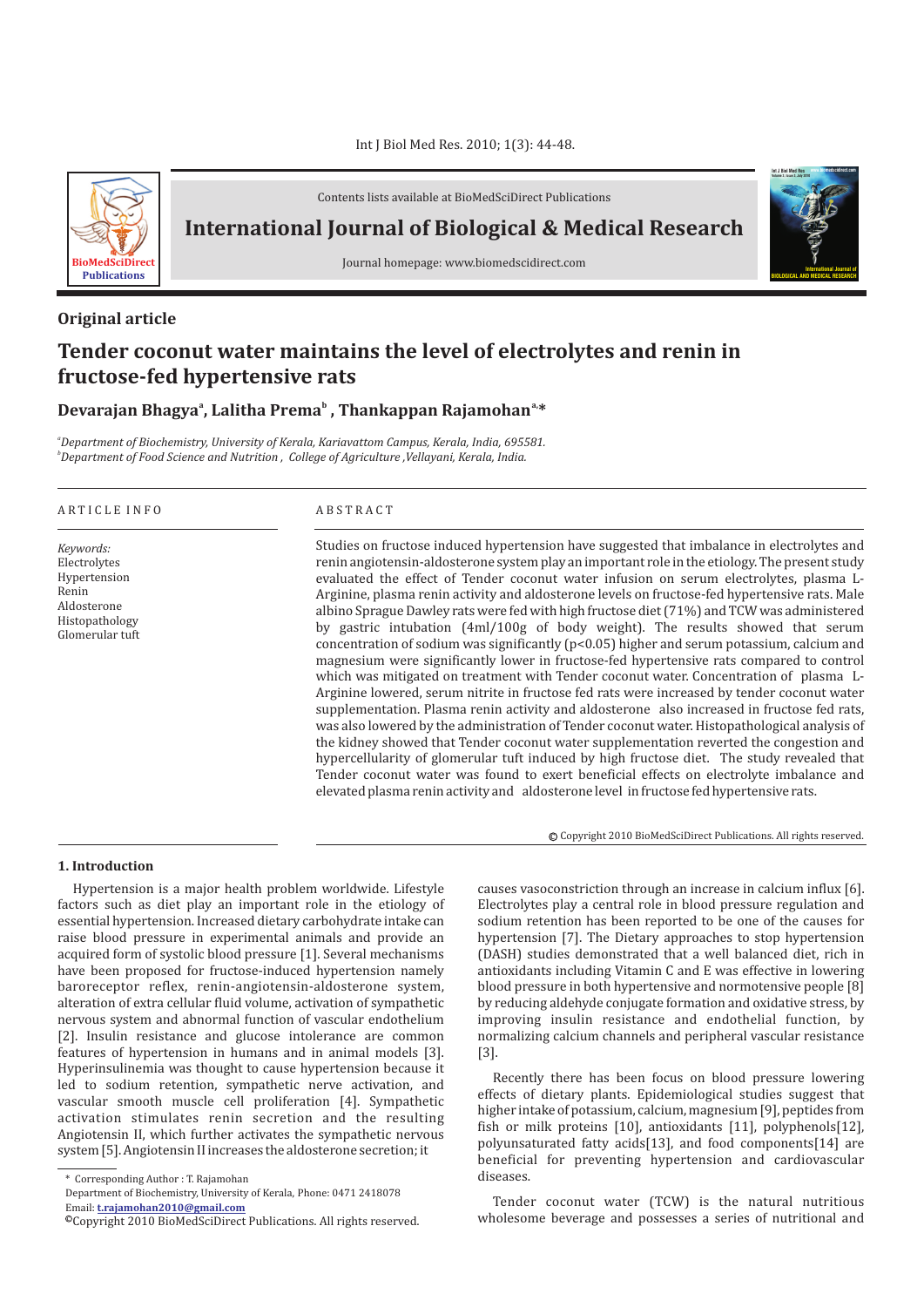Contents lists available at BioMedSciDirect Publications

# International Journal of Biological & Medical Research

Journal homepage: www.biomedscidirect.com

## Original article

# Tender coconut water maintains the level of electrolytes and renin in fructose-fed hypertensive rats

**Devarajan Bhagya[a], Lalitha Prema[b], Thankappan Rajamohan[a,]***

[a]*Department of Biochemistry, University of Kerala, Kariavattom Campus, Kerala, India, 695581.*
[b]*Department of Food Science and Nutrition, College of Agriculture ,Vellayani, Kerala, India.*

ARTICLE INFO

*Keywords:*
Electrolytes
Hypertension
Renin
Aldosterone
Histopathology
Glomerular tuft

ABSTRACT

Studies on fructose induced hypertension have suggested that imbalance in electrolytes and renin angiotensin-aldosterone system play an important role in the etiology. The present study evaluated the effect of Tender coconut water infusion on serum electrolytes, plasma L-Arginine, plasma renin activity and aldosterone levels on fructose-fed hypertensive rats. Male albino Sprague Dawley rats were fed with high fructose diet (71%) and TCW was administered by gastric intubation (4ml/100g of body weight). The results showed that serum concentration of sodium was significantly ($p<0.05$) higher and serum potassium, calcium and magnesium were significantly lower in fructose-fed hypertensive rats compared to control which was mitigated on treatment with Tender coconut water. Concentration of plasma L-Arginine lowered, serum nitrite in fructose fed rats were increased by tender coconut water supplementation. Plasma renin activity and aldosterone also increased in fructose fed rats, was also lowered by the administration of Tender coconut water. Histopathological analysis of the kidney showed that Tender coconut water supplementation reverted the congestion and hypercellularity of glomerular tuft induced by high fructose diet. The study revealed that Tender coconut water was found to exert beneficial effects on electrolyte imbalance and elevated plasma renin activity and aldosterone level in fructose fed hypertensive rats.

© Copyright 2010 BioMedSciDirect Publications. All rights reserved.

## 1. Introduction

Hypertension is a major health problem worldwide. Lifestyle factors such as diet play an important role in the etiology of essential hypertension. Increased dietary carbohydrate intake can raise blood pressure in experimental animals and provide an acquired form of systolic blood pressure [1]. Several mechanisms have been proposed for fructose-induced hypertension namely baroreceptor reflex, renin-angiotensin-aldosterone system, alteration of extra cellular fluid volume, activation of sympathetic nervous system and abnormal function of vascular endothelium [2]. Insulin resistance and glucose intolerance are common features of hypertension in humans and in animal models [3]. Hyperinsulinemia was thought to cause hypertension because it led to sodium retention, sympathetic nerve activation, and vascular smooth muscle cell proliferation [4]. Sympathetic activation stimulates renin secretion and the resulting Angiotensin II, which further activates the sympathetic nervous system [5]. Angiotensin II increases the aldosterone secretion; it causes vasoconstriction through an increase in calcium influx [6]. Electrolytes play a central role in blood pressure regulation and sodium retention has been reported to be one of the causes for hypertension [7]. The Dietary approaches to stop hypertension (DASH) studies demonstrated that a well balanced diet, rich in antioxidants including Vitamin C and E was effective in lowering blood pressure in both hypertensive and normotensive people [8] by reducing aldehyde conjugate formation and oxidative stress, by improving insulin resistance and endothelial function, by normalizing calcium channels and peripheral vascular resistance [3].

Recently there has been focus on blood pressure lowering effects of dietary plants. Epidemiological studies suggest that higher intake of potassium, calcium, magnesium [9], peptides from fish or milk proteins [10], antioxidants [11], polyphenols[12], polyunsaturated fatty acids[13], and food components[14] are beneficial for preventing hypertension and cardiovascular diseases.

Tender coconut water (TCW) is the natural nutritious wholesome beverage and possesses a series of nutritional and

\* Corresponding Author : T. Rajamohan
Department of Biochemistry, University of Kerala, Phone: 0471 2418078
Email: **t.rajamohan2010@gmail.com**
©Copyright 2010 BioMedSciDirect Publications. All rights reserved.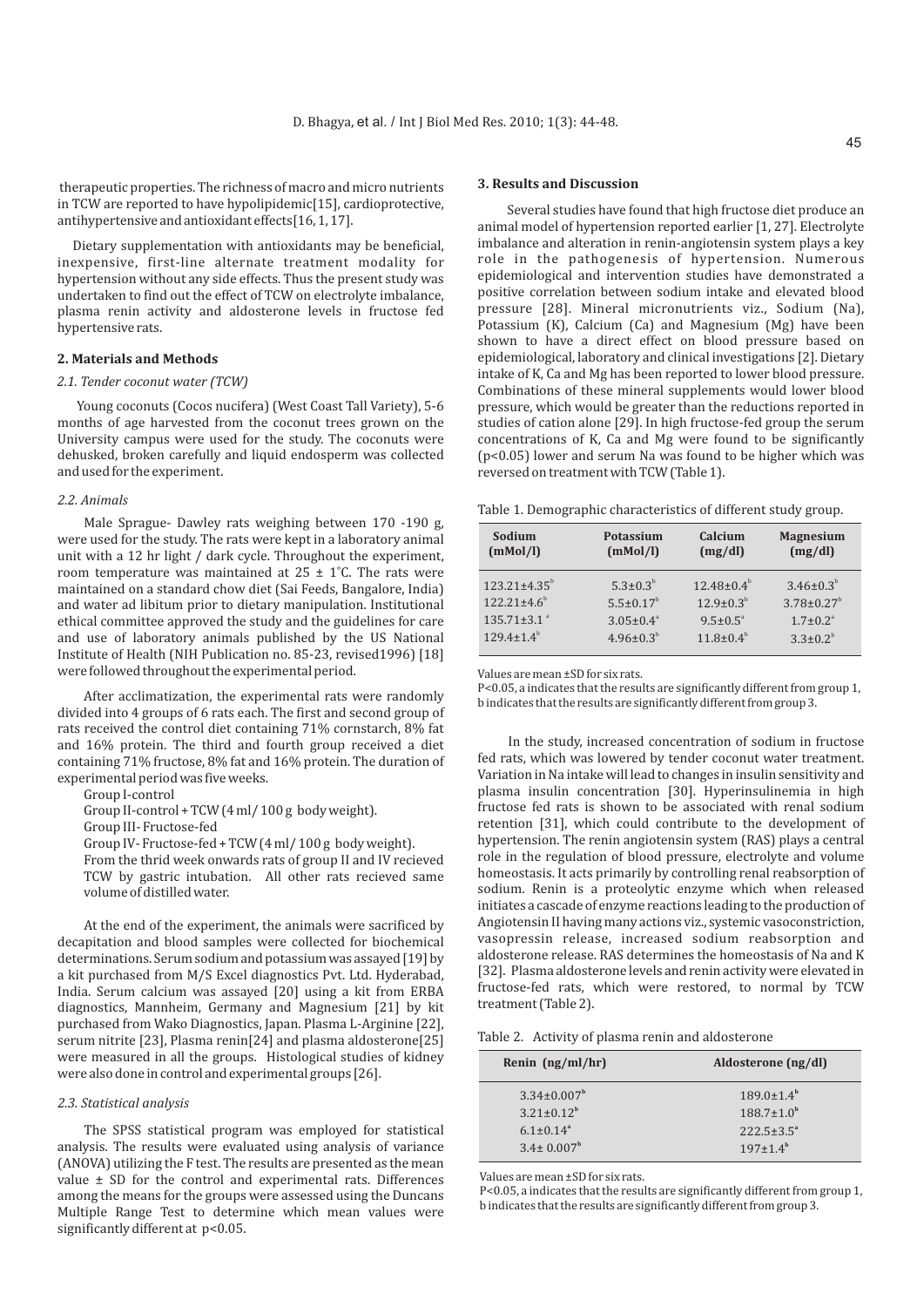therapeutic properties. The richness of macro and micro nutrients in TCW are reported to have hypolipidemic[15], cardioprotective, antihypertensive and antioxidant effects[16, 1, 17].

Dietary supplementation with antioxidants may be beneficial, inexpensive, first-line alternate treatment modality for hypertension without any side effects. Thus the present study was undertaken to find out the effect of TCW on electrolyte imbalance, plasma renin activity and aldosterone levels in fructose fed hypertensive rats.

## 2. Materials and Methods

### *2.1. Tender coconut water (TCW)*

Young coconuts (Cocos nucifera) (West Coast Tall Variety), 5-6 months of age harvested from the coconut trees grown on the University campus were used for the study. The coconuts were dehusked, broken carefully and liquid endosperm was collected and used for the experiment.

### *2.2. Animals*

Male Sprague- Dawley rats weighing between 170 -190 g, were used for the study. The rats were kept in a laboratory animal unit with a 12 hr light / dark cycle. Throughout the experiment, room temperature was maintained at 25 ± 1°C. The rats were maintained on a standard chow diet (Sai Feeds, Bangalore, India) and water ad libitum prior to dietary manipulation. Institutional ethical committee approved the study and the guidelines for care and use of laboratory animals published by the US National Institute of Health (NIH Publication no. 85-23, revised1996) [18] were followed throughout the experimental period.

After acclimatization, the experimental rats were randomly divided into 4 groups of 6 rats each. The first and second group of rats received the control diet containing 71% cornstarch, 8% fat and 16% protein. The third and fourth group received a diet containing 71% fructose, 8% fat and 16% protein. The duration of experimental period was five weeks.

Group I-control

Group II-control + TCW (4 ml/ 100 g body weight).

Group III- Fructose-fed

Group IV- Fructose-fed + TCW (4 ml/ 100 g body weight).

From the thrid week onwards rats of group II and IV recieved TCW by gastric intubation. All other rats recieved same volume of distilled water.

At the end of the experiment, the animals were sacrificed by decapitation and blood samples were collected for biochemical determinations. Serum sodium and potassium was assayed [19] by a kit purchased from M/S Excel diagnostics Pvt. Ltd. Hyderabad, India. Serum calcium was assayed [20] using a kit from ERBA diagnostics, Mannheim, Germany and Magnesium [21] by kit purchased from Wako Diagnostics, Japan. Plasma L-Arginine [22], serum nitrite [23], Plasma renin[24] and plasma aldosterone[25] were measured in all the groups. Histological studies of kidney were also done in control and experimental groups [26].

### *2.3. Statistical analysis*

The SPSS statistical program was employed for statistical analysis. The results were evaluated using analysis of variance (ANOVA) utilizing the F test. The results are presented as the mean value ± SD for the control and experimental rats. Differences among the means for the groups were assessed using the Duncans Multiple Range Test to determine which mean values were significantly different at p<0.05.

## 3. Results and Discussion

Several studies have found that high fructose diet produce an animal model of hypertension reported earlier [1, 27]. Electrolyte imbalance and alteration in renin-angiotensin system plays a key role in the pathogenesis of hypertension. Numerous epidemiological and intervention studies have demonstrated a positive correlation between sodium intake and elevated blood pressure [28]. Mineral micronutrients viz., Sodium (Na), Potassium (K), Calcium (Ca) and Magnesium (Mg) have been shown to have a direct effect on blood pressure based on epidemiological, laboratory and clinical investigations [2]. Dietary intake of K, Ca and Mg has been reported to lower blood pressure. Combinations of these mineral supplements would lower blood pressure, which would be greater than the reductions reported in studies of cation alone [29]. In high fructose-fed group the serum concentrations of K, Ca and Mg were found to be significantly (p<0.05) lower and serum Na was found to be higher which was reversed on treatment with TCW (Table 1).

Table 1. Demographic characteristics of different study group.

| Sodium (mMol/l) | Potassium (mMol/l) | Calcium (mg/dl) | Magnesium (mg/dl) |
|---|---|---|---|
| 123.21±4.35[b] | 5.3±0.3[b] | 12.48±0.4[b] | 3.46±0.3[b] |
| 122.21±4.6[b] | 5.5±0.17[b] | 12.9±0.3[b] | 3.78±0.27[b] |
| 135.71±3.1[a] | 3.05±0.4[a] | 9.5±0.5[a] | 1.7±0.2[a] |
| 129.4±1.4[b] | 4.96±0.3[b] | 11.8±0.4[b] | 3.3±0.2[b] |

Values are mean ±SD for six rats.

P<0.05, a indicates that the results are significantly different from group 1, b indicates that the results are significantly different from group 3.

In the study, increased concentration of sodium in fructose fed rats, which was lowered by tender coconut water treatment. Variation in Na intake will lead to changes in insulin sensitivity and plasma insulin concentration [30]. Hyperinsulinemia in high fructose fed rats is shown to be associated with renal sodium retention [31], which could contribute to the development of hypertension. The renin angiotensin system (RAS) plays a central role in the regulation of blood pressure, electrolyte and volume homeostasis. It acts primarily by controlling renal reabsorption of sodium. Renin is a proteolytic enzyme which when released initiates a cascade of enzyme reactions leading to the production of Angiotensin II having many actions viz., systemic vasoconstriction, vasopressin release, increased sodium reabsorption and aldosterone release. RAS determines the homeostasis of Na and K [32]. Plasma aldosterone levels and renin activity were elevated in fructose-fed rats, which were restored, to normal by TCW treatment (Table 2).

Table 2. Activity of plasma renin and aldosterone

| Renin (ng/ml/hr) | Aldosterone (ng/dl) |
|---|---|
| 3.34±0.007[b] | 189.0±1.4[b] |
| 3.21±0.12[b] | 188.7±1.0[b] |
| 6.1±0.14[a] | 222.5±3.5[a] |
| 3.4± 0.007[b] | 197±1.4[b] |

Values are mean ±SD for six rats.

P<0.05, a indicates that the results are significantly different from group 1, b indicates that the results are significantly different from group 3.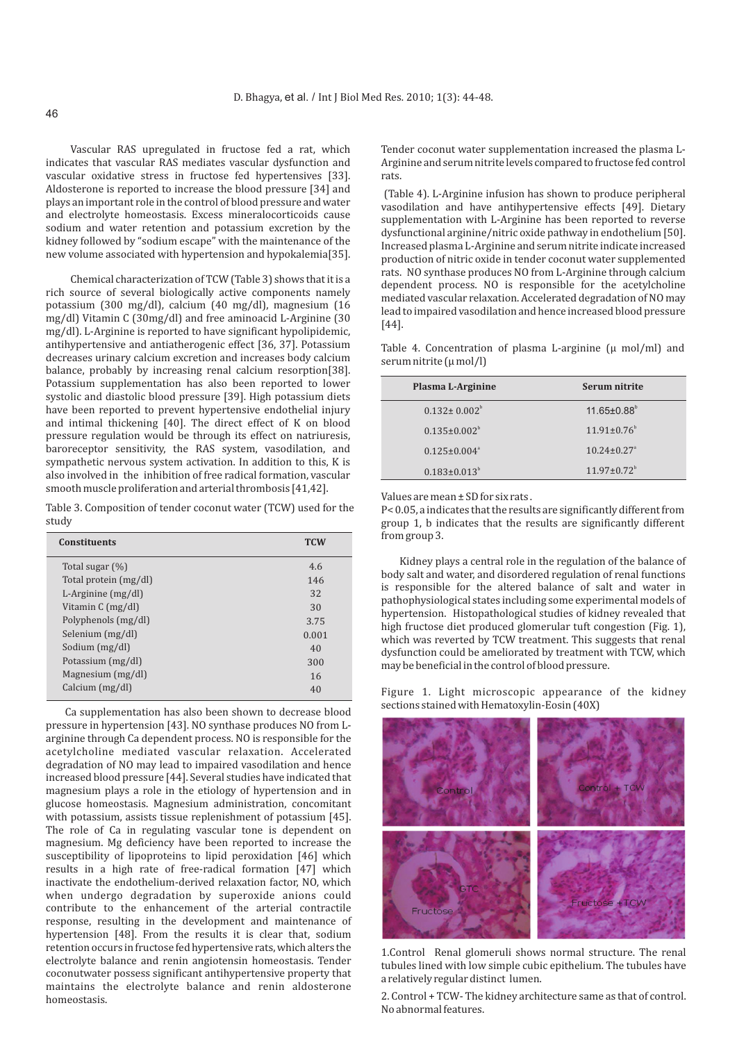Vascular RAS upregulated in fructose fed a rat, which indicates that vascular RAS mediates vascular dysfunction and vascular oxidative stress in fructose fed hypertensives [33]. Aldosterone is reported to increase the blood pressure [34] and plays an important role in the control of blood pressure and water and electrolyte homeostasis. Excess mineralocorticoids cause sodium and water retention and potassium excretion by the kidney followed by "sodium escape" with the maintenance of the new volume associated with hypertension and hypokalemia[35].

Chemical characterization of TCW (Table 3) shows that it is a rich source of several biologically active components namely potassium (300 mg/dl), calcium (40 mg/dl), magnesium (16 mg/dl) Vitamin C (30mg/dl) and free aminoacid L-Arginine (30 mg/dl). L-Arginine is reported to have significant hypolipidemic, antihypertensive and antiatherogenic effect [36, 37]. Potassium decreases urinary calcium excretion and increases body calcium balance, probably by increasing renal calcium resorption[38]. Potassium supplementation has also been reported to lower systolic and diastolic blood pressure [39]. High potassium diets have been reported to prevent hypertensive endothelial injury and intimal thickening [40]. The direct effect of K on blood pressure regulation would be through its effect on natriuresis, baroreceptor sensitivity, the RAS system, vasodilation, and sympathetic nervous system activation. In addition to this, K is also involved in the inhibition of free radical formation, vascular smooth muscle proliferation and arterial thrombosis [41,42].

Table 3. Composition of tender coconut water (TCW) used for the study

| Constituents | TCW |
|---|---|
| Total sugar (%) | 4.6 |
| Total protein (mg/dl) | 146 |
| L-Arginine (mg/dl) | 32 |
| Vitamin C (mg/dl) | 30 |
| Polyphenols (mg/dl) | 3.75 |
| Selenium (mg/dl) | 0.001 |
| Sodium (mg/dl) | 40 |
| Potassium (mg/dl) | 300 |
| Magnesium (mg/dl) | 16 |
| Calcium (mg/dl) | 40 |

Ca supplementation has also been shown to decrease blood pressure in hypertension [43]. NO synthase produces NO from L-arginine through Ca dependent process. NO is responsible for the acetylcholine mediated vascular relaxation. Accelerated degradation of NO may lead to impaired vasodilation and hence increased blood pressure [44]. Several studies have indicated that magnesium plays a role in the etiology of hypertension and in glucose homeostasis. Magnesium administration, concomitant with potassium, assists tissue replenishment of potassium [45]. The role of Ca in regulating vascular tone is dependent on magnesium. Mg deficiency have been reported to increase the susceptibility of lipoproteins to lipid peroxidation [46] which results in a high rate of free-radical formation [47] which inactivate the endothelium-derived relaxation factor, NO, which when undergo degradation by superoxide anions could contribute to the enhancement of the arterial contractile response, resulting in the development and maintenance of hypertension [48]. From the results it is clear that, sodium retention occurs in fructose fed hypertensive rats, which alters the electrolyte balance and renin angiotensin homeostasis. Tender coconutwater possess significant antihypertensive property that maintains the electrolyte balance and renin aldosterone homeostasis.

Tender coconut water supplementation increased the plasma L-Arginine and serum nitrite levels compared to fructose fed control rats.

(Table 4). L-Arginine infusion has shown to produce peripheral vasodilation and have antihypertensive effects [49]. Dietary supplementation with L-Arginine has been reported to reverse dysfunctional arginine/nitric oxide pathway in endothelium [50]. Increased plasma L-Arginine and serum nitrite indicate increased production of nitric oxide in tender coconut water supplemented rats. NO synthase produces NO from L-Arginine through calcium dependent process. NO is responsible for the acetylcholine mediated vascular relaxation. Accelerated degradation of NO may lead to impaired vasodilation and hence increased blood pressure [44].

Table 4. Concentration of plasma L-arginine (μ mol/ml) and serum nitrite (μ mol/l)

| Plasma L-Arginine | Serum nitrite |
|---|---|
| $0.132 \pm 0.002^{b}$ | $11.65 \pm 0.88^{b}$ |
| $0.135 \pm 0.002^{b}$ | $11.91 \pm 0.76^{b}$ |
| $0.125 \pm 0.004^{a}$ | $10.24 \pm 0.27^{a}$ |
| $0.183 \pm 0.013^{b}$ | $11.97 \pm 0.72^{b}$ |

Values are mean ± SD for six rats.

$P < 0.05$, a indicates that the results are significantly different from group 1, b indicates that the results are significantly different from group 3.

Kidney plays a central role in the regulation of the balance of body salt and water, and disordered regulation of renal functions is responsible for the altered balance of salt and water in pathophysiological states including some experimental models of hypertension. Histopathological studies of kidney revealed that high fructose diet produced glomerular tuft congestion (Fig. 1), which was reverted by TCW treatment. This suggests that renal dysfunction could be ameliorated by treatment with TCW, which may be beneficial in the control of blood pressure.

Figure 1. Light microscopic appearance of the kidney sections stained with Hematoxylin-Eosin (40X)

1.Control Renal glomeruli shows normal structure. The renal tubules lined with low simple cubic epithelium. The tubules have a relatively regular distinct lumen.

2. Control + TCW- The kidney architecture same as that of control. No abnormal features.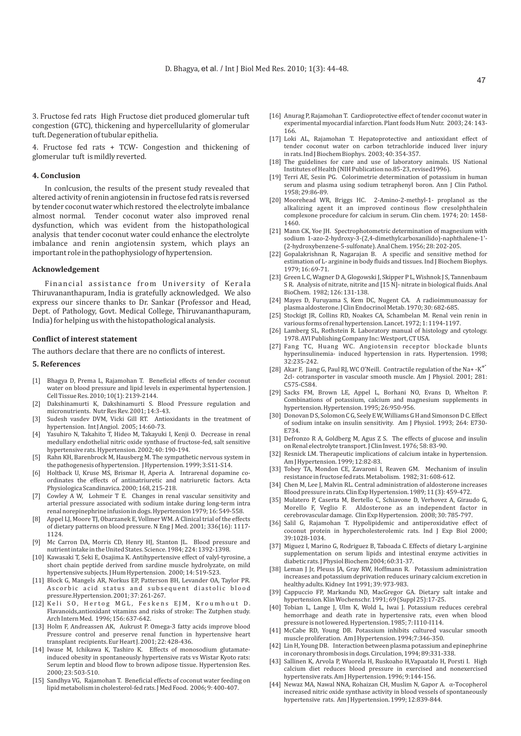3. Fructose fed rats High Fructose diet produced glomerular tuft congestion (GTC), thickening and hypercellularity of glomerular tuft. Degeneration of tubular epithelia.

4. Fructose fed rats + TCW- Congestion and thickening of glomerular tuft is mildly reverted.

## 4. Conclusion

In conlcusion, the results of the present study revealed that altered activity of renin angiotensin in fructose fed rats is reversed by tender coconut water which restored the electrolyte imbalance almost normal. Tender coconut water also improved renal dysfunction, which was evident from the histopathological analysis that tender coconut water could enhance the electrolyte imbalance and renin angiotensin system, which plays an important role in the pathophysiology of hypertension.

### Acknowledgement

Financial assistance from University of Kerala Thiruvananthapuram, India is gratefully acknowledged. We also express our sincere thanks to Dr. Sankar (Professor and Head, Dept. of Pathology, Govt. Medical College, Thiruvananthapuram, India) for helping us with the histopathological analysis.

### Conflict of interest statement

The authors declare that there are no conflicts of interest.

## 5. References

- [1] Bhagya D, Prema L, Rajamohan T. Beneficial effects of tender coconut water on blood pressure and lipid levels in experimental hypertension. J Cell Tissue Res. 2010; 10(1): 2139-2144.
- [2] Dakshinamurti K, Dakshinamurti S. Blood Pressure regulation and micronutrients. Nutr Res Rev. 2001; 14:3-43.
- [3] Sudesh vasdev DVM, Vicki Gill RT. Antioxidants in the treatment of hypertension. Int J Angiol. 2005; 14:60-73.
- [4] Yasuhiro N, Takahito T, Hideo M, Takayuki I, Kenji O. Decrease in renal medullary endothelial nitric oxide synthase of fructose-fed, salt sensitive hypertensive rats. Hypertension. 2002; 40: 190-194.
- [5] Rahn KH, Barenbrock M, Hausberg M. The sympathetic nervous system in the pathogenesis of hypertension. J Hypertension. 1999; 3:S11-S14.
- [6] Holtback U, Kruse MS, Brismar H, Aperia A. Intrarenal dopamine co-ordinates the effects of antinatriuretic and natriuretic factors. Acta Physiologica Scandinavica. 2000; 168, 215-218.
- [7] Cowley A W, Lohmeir T E. Changes in renal vascular sensitivity and arterial pressure associated with sodium intake during long-term intra renal norepinephrine infusion in dogs. Hypertension 1979; 16: 549-558.
- [8] Appel LJ, Moore TJ, Obarzanek E, Vollmer WM. A Clinical trial of the effects of dietary patterns on blood pressure. N Eng J Med. 2001; 336(16): 1117-1124.
- [9] Mc Carron DA, Morris CD, Henry HJ, Stanton JL. Blood pressure and nutrient intake in the United States. Science. 1984; 224: 1392-1398.
- [10] Kawasaki T, Seki E, Osajima K. Antihypertensive effect of valyl-tyrosine, a short chain peptide derived from sardine muscle hydrolyzate, on mild hypertensive subjects. J Hum Hypertension. 2000; 14: 519-523.
- [11] Block G, Mangels AR, Norkus EP, Patterson BH, Levander OA, Taylor PR. Ascorbic acid status and subsequent diastolic blood pressure.Hypertension. 2001; 37: 261-267.
- [12] Keli SO, Hertog MGL, Feskens EJM, Kroumhout D. Flavanoids,antioxidant vitamins and risks of stroke: The Zutphen study. Arch Intern Med. 1996; 156: 637-642.
- [13] Holm F, Andreassen AK, Aukrust P. Omega-3 fatty acids improve blood Pressure control and preserve renal function in hypertensive heart transplant recipients. Eur Heart J. 2001; 22: 428-436.
- [14] Iwase M, Ichikawa K, Tashiro K. Effects of monosodium glutamate-induced obesity in spontaneously hypertensive rats vs Wistar Kyoto rats: Serum leptin and blood flow to brown adipose tissue. Hypertension Res. 2000; 23: 503-510.
- [15] Sandhya VG, Rajamohan T. Beneficial effects of coconut water feeding on lipid metabolism in cholesterol-fed rats. J Med Food. 2006; 9: 400-407.
- [16] Anurag P, Rajamohan T. Cardioprotective effect of tender coconut water in experimental myocardial infarction. Plant foods Hum Nutr. 2003; 24: 143-166.
- [17] Loki AL, Rajamohan T. Hepatoprotective and antioxidant effect of tender coconut water on carbon tetrachloride induced liver injury in rats. Ind J Biochem Biophys. 2003; 40: 354-357.
- [18] The guidelines for care and use of laboratory animals. US National Institutes of Health (NIH Publication no.85-23, revised1996).
- [19] Terri AE, Sesin PG. Colorimetrie determination of potassium in human serum and plasma using sodium tetraphenyl boron. Ann J Clin Pathol. 1958; 29:86-89.
- [20] Moorehead WR, Briggs HC. 2-Amino-2-methyl-1- proplanol as the alkalizing agent it an improved continous flow cresolphthalein complexone procedure for calcium in serum. Clin chem. 1974; 20: 1458-1460.
- [21] Mann CK, Yoe JH. Spectrophotometric determination of magnesium with sodium 1-azo-2-hydroxy-3-(2,4-dimethylcarboxanilido)-naphthalene-1'-(2-hydroxybenzene-5-sulfonate). Anal Chem. 1956; 28: 202-205.
- [22] Gopalakrishnan R, Nagarajan B. A specific and sensitive method for estimation of L- arginine in body fluids and tissues. Ind J Biochem Biophys. 1979; 16: 69-71.
- [23] Green L C, Wagner D A, Glogowski J, Skipper P L, Wishnok J S, Tannenbaum S R. Analysis of nitrate, nitrite and [15 N]- nitrate in biological fluids. Anal BioChem. 1982; 126: 131-138.
- [24] Mayes D, Furuyama S, Kem DC, Nugent CA. A radioimmunoassay for plasma aldosterone. J Clin Endocrinol Metab. 1970; 30: 682-685.
- [25] Stockigt JR, Collins RD, Noakes CA, Schambelan M. Renal vein renin in various forms of renal hypertension. Lancet. 1972; 1: 1194-1197.
- [26] Lamberg SL, Rothstein R. Laboratory manual of histology and cytology. 1978. AVI Publishing Company Inc: Westport, CT USA.
- [27] Fang TC, Huang WC. Angiotensin receptor blockade blunts hyperinsulinemia- induced hypertension in rats. Hypertension. 1998; 32:235-242.
- [28] Akar F, Jiang G, Paul RJ, WC O'Neill. Contractile regulation of the $Na^+$ -$K^{+-}$ 2cl- cotransporter in vascular smooth muscle. Am J Physiol. 2001; 281: C575-C584.
- [29] Sacks FM, Brown LE, Appel L, Borhani NO, Evans D, Whelton P. Combinations of potassium, calcium and magnesium supplements in hypertension. Hypertension. 1995; 26:950-956.
- [30] Donovan D S, Solomon C G, Seely E W, Williams G H and Simonson D C. Effect of sodium intake on insulin sensitivity. Am J Physiol. 1993; 264: E730-E734.
- [31] Defronzo R A, Goldberg M, Agus Z S. The effects of glucose and insulin on Renal electrolyte transport. J Clin Invest. 1976; 58: 83-90.
- [32] Resnick LM. Therapeutic implications of calcium intake in hypertension. Am J Hypertension. 1999; 12:82-83.
- [33] Tobey TA, Mondon CE, Zavaroni I, Reaven GM. Mechanism of insulin resistance in fructose fed rats. Metabolism. 1982; 31: 608-612.
- [34] Chen M, Lee J, Malvin RL. Central administration of aldosterone increases Blood pressure in rats. Clin Exp Hypertension. 1989; 11 (3): 459-472.
- [35] Mulatero P, Caserta M, Bertello C, Schiavone D, Verhovez A, Giraudo G, Morello F, Veglio F. Aldosterone as an independent factor in cerebrovascular damage. Clin Exp Hypertension. 2008; 30: 785-797.
- [36] Salil G, Rajamohan T. Hypolipidemic and antiperoxidative effect of coconut protein in hypercholesterolemic rats. Ind J Exp Biol 2000; 39:1028-1034.
- [37] Miguez I, Marino G, Rodriguez B, Taboada C. Effects of dietary L-arginine supplementation on serum lipids and intestinal enzyme activities in diabetic rats. J Physiol Biochem 2004; 60:31-37.
- [38] Leman J Jr, Pleuss JA, Gray RW, Hoffmann R. Potassium administration increases and potassium deprivation reduces urinary calcium excretion in healthy adults. Kidney Int 1991; 39: 973-983.
- [39] Cappuccio FP, Markandu ND, MacGregor GA. Dietary salt intake and hypertension. Klin Wochenschr. 1991; 69 (Suppl 25):17-25.
- [40] Tobian L, Lange J, Ulm K, Wold L, Iwai J. Potassium reduces cerebral hemorrhage and death rate in hypertensive rats, even when blood pressure is not lowered. Hypertension. 1985; 7: I110-I114.
- [41] McCabe RD, Young DB. Potassium inhibits cultured vascular smooth muscle proliferation. Am J Hypertension. 1994;7:346-350.
- [42] Lin H, Young DB. Interaction between plasma potassium and epinephrine in coronary thrombosis in dogs. Circulation, 1994; 89:331-338.
- [43] Sallinen K, Arvola P, Wuorela H, Ruskoaho H,Vapaatalo H, Porsti I. High calcium diet reduces blood pressure in exercised and nonexercised hypertensive rats. Am J Hypertension. 1996; 9:144-156.
- [44] Newaz MA, Nawal NNA, Rohaizan CH, Muslim N, Gapor A. α-Tocopherol increased nitric oxide synthase activity in blood vessels of spontaneously hypertensive rats. Am J Hypertension. 1999; 12:839-844.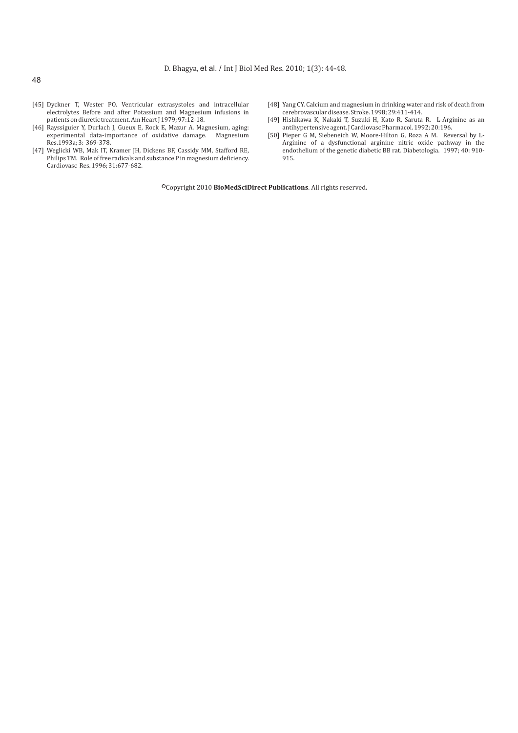[45] Dyckner T, Wester PO. Ventricular extrasystoles and intracellular electrolytes Before and after Potassium and Magnesium infusions in patients on diuretic treatment. Am Heart J 1979; 97:12-18.

[46] Rayssiguier Y, Durlach J, Gueux E, Rock E, Mazur A. Magnesium, aging: experimental data-importance of oxidative damage. Magnesium Res.1993a; 3: 369-378.

[47] Weglicki WB, Mak IT, Kramer JH, Dickens BF, Cassidy MM, Stafford RE, Philips TM. Role of free radicals and substance P in magnesium deficiency. Cardiovasc Res. 1996; 31:677-682.

[48] Yang CY. Calcium and magnesium in drinking water and risk of death from cerebrovascular disease. Stroke. 1998; 29:411-414.

[49] Hishikawa K, Nakaki T, Suzuki H, Kato R, Saruta R. L-Arginine as an antihypertensive agent. J Cardiovasc Pharmacol. 1992; 20:196.

[50] Pieper G M, Siebeneich W, Moore-Hilton G, Roza A M. Reversal by L-Arginine of a dysfunctional arginine nitric oxide pathway in the endothelium of the genetic diabetic BB rat. Diabetologia. 1997; 40: 910-915.

©Copyright 2010 **BioMedSciDirect Publications**. All rights reserved.